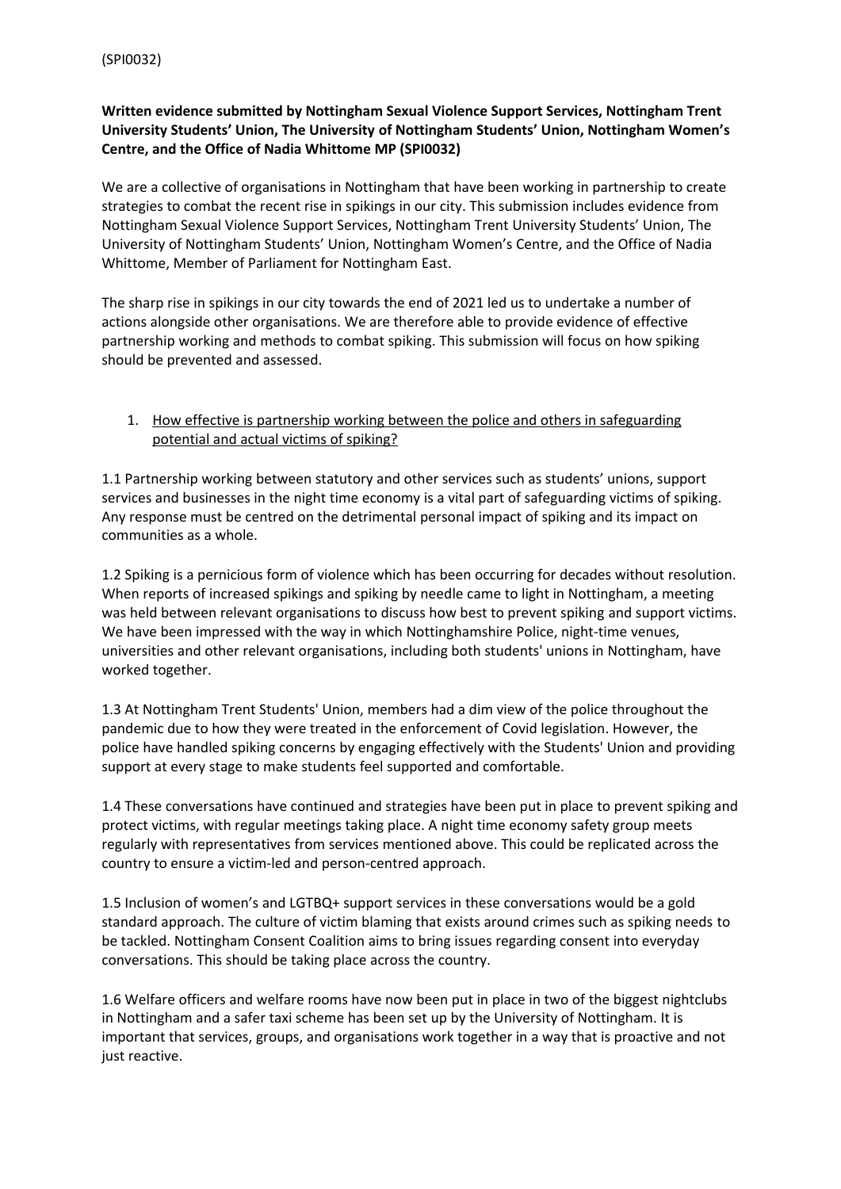(SPI0032)

**Written evidence submitted by Nottingham Sexual Violence Support Services, Nottingham Trent University Students' Union, The University of Nottingham Students' Union, Nottingham Women's Centre, and the Office of Nadia Whittome MP (SPI0032)**

We are a collective of organisations in Nottingham that have been working in partnership to create strategies to combat the recent rise in spikings in our city. This submission includes evidence from Nottingham Sexual Violence Support Services, Nottingham Trent University Students' Union, The University of Nottingham Students' Union, Nottingham Women's Centre, and the Office of Nadia Whittome, Member of Parliament for Nottingham East.

The sharp rise in spikings in our city towards the end of 2021 led us to undertake a number of actions alongside other organisations. We are therefore able to provide evidence of effective partnership working and methods to combat spiking. This submission will focus on how spiking should be prevented and assessed.

1. <u>How effective is partnership working between the police and others in safeguarding potential and actual victims of spiking?</u>

1.1 Partnership working between statutory and other services such as students' unions, support services and businesses in the night time economy is a vital part of safeguarding victims of spiking. Any response must be centred on the detrimental personal impact of spiking and its impact on communities as a whole.

1.2 Spiking is a pernicious form of violence which has been occurring for decades without resolution. When reports of increased spikings and spiking by needle came to light in Nottingham, a meeting was held between relevant organisations to discuss how best to prevent spiking and support victims. We have been impressed with the way in which Nottinghamshire Police, night-time venues, universities and other relevant organisations, including both students' unions in Nottingham, have worked together.

1.3 At Nottingham Trent Students' Union, members had a dim view of the police throughout the pandemic due to how they were treated in the enforcement of Covid legislation. However, the police have handled spiking concerns by engaging effectively with the Students' Union and providing support at every stage to make students feel supported and comfortable.

1.4 These conversations have continued and strategies have been put in place to prevent spiking and protect victims, with regular meetings taking place. A night time economy safety group meets regularly with representatives from services mentioned above. This could be replicated across the country to ensure a victim-led and person-centred approach.

1.5 Inclusion of women's and LGTBQ+ support services in these conversations would be a gold standard approach. The culture of victim blaming that exists around crimes such as spiking needs to be tackled. Nottingham Consent Coalition aims to bring issues regarding consent into everyday conversations. This should be taking place across the country.

1.6 Welfare officers and welfare rooms have now been put in place in two of the biggest nightclubs in Nottingham and a safer taxi scheme has been set up by the University of Nottingham. It is important that services, groups, and organisations work together in a way that is proactive and not just reactive.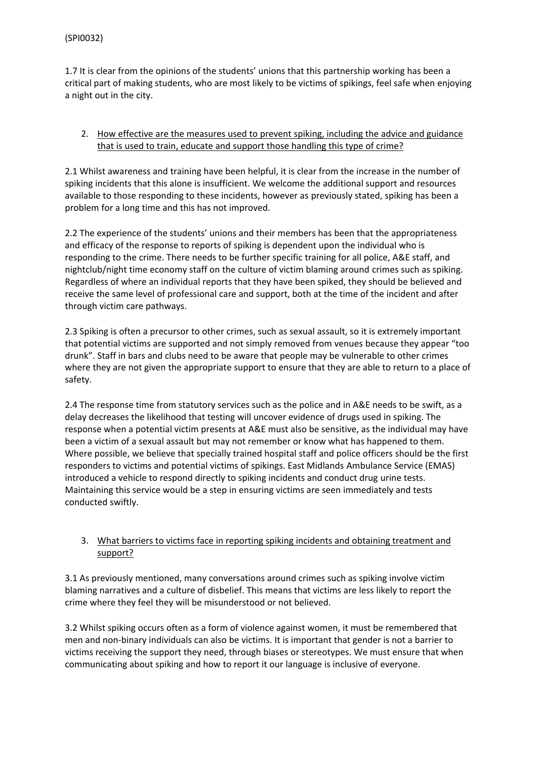1.7 It is clear from the opinions of the students' unions that this partnership working has been a critical part of making students, who are most likely to be victims of spikings, feel safe when enjoying a night out in the city.

2. <u>How effective are the measures used to prevent spiking, including the advice and guidance that is used to train, educate and support those handling this type of crime?</u>

2.1 Whilst awareness and training have been helpful, it is clear from the increase in the number of spiking incidents that this alone is insufficient. We welcome the additional support and resources available to those responding to these incidents, however as previously stated, spiking has been a problem for a long time and this has not improved.

2.2 The experience of the students' unions and their members has been that the appropriateness and efficacy of the response to reports of spiking is dependent upon the individual who is responding to the crime. There needs to be further specific training for all police, A&E staff, and nightclub/night time economy staff on the culture of victim blaming around crimes such as spiking. Regardless of where an individual reports that they have been spiked, they should be believed and receive the same level of professional care and support, both at the time of the incident and after through victim care pathways.

2.3 Spiking is often a precursor to other crimes, such as sexual assault, so it is extremely important that potential victims are supported and not simply removed from venues because they appear "too drunk". Staff in bars and clubs need to be aware that people may be vulnerable to other crimes where they are not given the appropriate support to ensure that they are able to return to a place of safety.

2.4 The response time from statutory services such as the police and in A&E needs to be swift, as a delay decreases the likelihood that testing will uncover evidence of drugs used in spiking. The response when a potential victim presents at A&E must also be sensitive, as the individual may have been a victim of a sexual assault but may not remember or know what has happened to them. Where possible, we believe that specially trained hospital staff and police officers should be the first responders to victims and potential victims of spikings. East Midlands Ambulance Service (EMAS) introduced a vehicle to respond directly to spiking incidents and conduct drug urine tests. Maintaining this service would be a step in ensuring victims are seen immediately and tests conducted swiftly.

3. <u>What barriers to victims face in reporting spiking incidents and obtaining treatment and support?</u>

3.1 As previously mentioned, many conversations around crimes such as spiking involve victim blaming narratives and a culture of disbelief. This means that victims are less likely to report the crime where they feel they will be misunderstood or not believed.

3.2 Whilst spiking occurs often as a form of violence against women, it must be remembered that men and non-binary individuals can also be victims. It is important that gender is not a barrier to victims receiving the support they need, through biases or stereotypes. We must ensure that when communicating about spiking and how to report it our language is inclusive of everyone.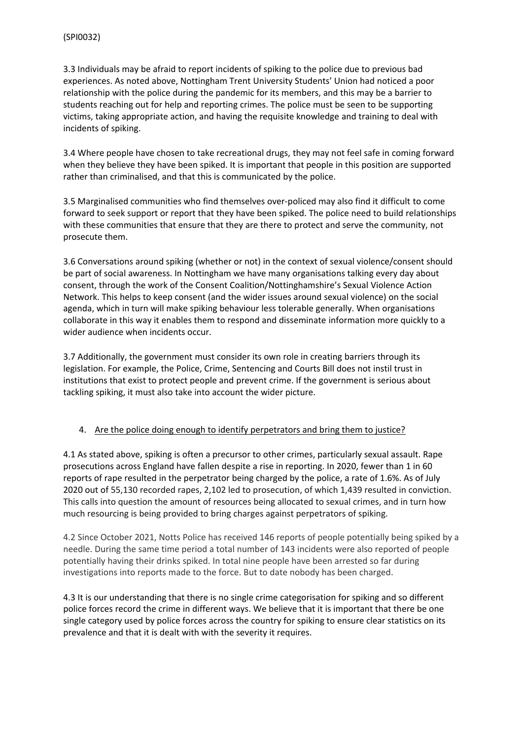3.3 Individuals may be afraid to report incidents of spiking to the police due to previous bad experiences. As noted above, Nottingham Trent University Students' Union had noticed a poor relationship with the police during the pandemic for its members, and this may be a barrier to students reaching out for help and reporting crimes. The police must be seen to be supporting victims, taking appropriate action, and having the requisite knowledge and training to deal with incidents of spiking.

3.4 Where people have chosen to take recreational drugs, they may not feel safe in coming forward when they believe they have been spiked. It is important that people in this position are supported rather than criminalised, and that this is communicated by the police.

3.5 Marginalised communities who find themselves over-policed may also find it difficult to come forward to seek support or report that they have been spiked. The police need to build relationships with these communities that ensure that they are there to protect and serve the community, not prosecute them.

3.6 Conversations around spiking (whether or not) in the context of sexual violence/consent should be part of social awareness. In Nottingham we have many organisations talking every day about consent, through the work of the Consent Coalition/Nottinghamshire's Sexual Violence Action Network. This helps to keep consent (and the wider issues around sexual violence) on the social agenda, which in turn will make spiking behaviour less tolerable generally. When organisations collaborate in this way it enables them to respond and disseminate information more quickly to a wider audience when incidents occur.

3.7 Additionally, the government must consider its own role in creating barriers through its legislation. For example, the Police, Crime, Sentencing and Courts Bill does not instil trust in institutions that exist to protect people and prevent crime. If the government is serious about tackling spiking, it must also take into account the wider picture.

## 4. Are the police doing enough to identify perpetrators and bring them to justice?

4.1 As stated above, spiking is often a precursor to other crimes, particularly sexual assault. Rape prosecutions across England have fallen despite a rise in reporting. In 2020, fewer than 1 in 60 reports of rape resulted in the perpetrator being charged by the police, a rate of 1.6%. As of July 2020 out of 55,130 recorded rapes, 2,102 led to prosecution, of which 1,439 resulted in conviction. This calls into question the amount of resources being allocated to sexual crimes, and in turn how much resourcing is being provided to bring charges against perpetrators of spiking.

4.2 Since October 2021, Notts Police has received 146 reports of people potentially being spiked by a needle. During the same time period a total number of 143 incidents were also reported of people potentially having their drinks spiked. In total nine people have been arrested so far during investigations into reports made to the force. But to date nobody has been charged.

4.3 It is our understanding that there is no single crime categorisation for spiking and so different police forces record the crime in different ways. We believe that it is important that there be one single category used by police forces across the country for spiking to ensure clear statistics on its prevalence and that it is dealt with with the severity it requires.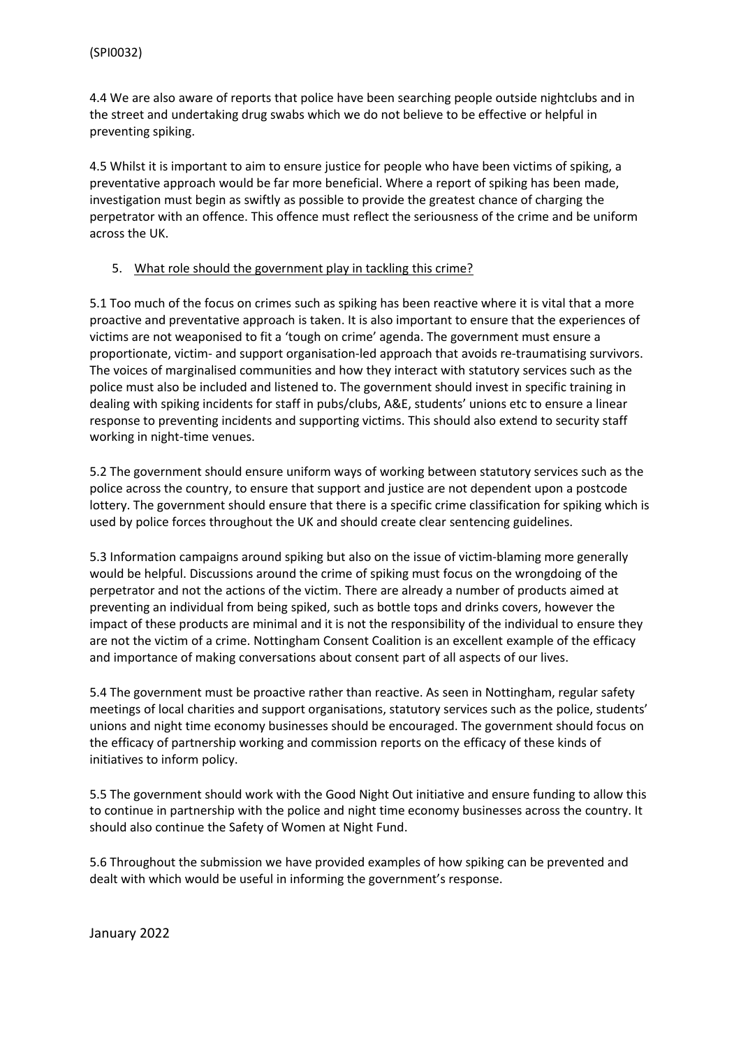4.4 We are also aware of reports that police have been searching people outside nightclubs and in the street and undertaking drug swabs which we do not believe to be effective or helpful in preventing spiking.

4.5 Whilst it is important to aim to ensure justice for people who have been victims of spiking, a preventative approach would be far more beneficial. Where a report of spiking has been made, investigation must begin as swiftly as possible to provide the greatest chance of charging the perpetrator with an offence. This offence must reflect the seriousness of the crime and be uniform across the UK.

5. <u>What role should the government play in tackling this crime?</u>

5.1 Too much of the focus on crimes such as spiking has been reactive where it is vital that a more proactive and preventative approach is taken. It is also important to ensure that the experiences of victims are not weaponised to fit a 'tough on crime' agenda. The government must ensure a proportionate, victim- and support organisation-led approach that avoids re-traumatising survivors. The voices of marginalised communities and how they interact with statutory services such as the police must also be included and listened to. The government should invest in specific training in dealing with spiking incidents for staff in pubs/clubs, A&E, students' unions etc to ensure a linear response to preventing incidents and supporting victims. This should also extend to security staff working in night-time venues.

5.2 The government should ensure uniform ways of working between statutory services such as the police across the country, to ensure that support and justice are not dependent upon a postcode lottery. The government should ensure that there is a specific crime classification for spiking which is used by police forces throughout the UK and should create clear sentencing guidelines.

5.3 Information campaigns around spiking but also on the issue of victim-blaming more generally would be helpful. Discussions around the crime of spiking must focus on the wrongdoing of the perpetrator and not the actions of the victim. There are already a number of products aimed at preventing an individual from being spiked, such as bottle tops and drinks covers, however the impact of these products are minimal and it is not the responsibility of the individual to ensure they are not the victim of a crime. Nottingham Consent Coalition is an excellent example of the efficacy and importance of making conversations about consent part of all aspects of our lives.

5.4 The government must be proactive rather than reactive. As seen in Nottingham, regular safety meetings of local charities and support organisations, statutory services such as the police, students' unions and night time economy businesses should be encouraged. The government should focus on the efficacy of partnership working and commission reports on the efficacy of these kinds of initiatives to inform policy.

5.5 The government should work with the Good Night Out initiative and ensure funding to allow this to continue in partnership with the police and night time economy businesses across the country. It should also continue the Safety of Women at Night Fund.

5.6 Throughout the submission we have provided examples of how spiking can be prevented and dealt with which would be useful in informing the government's response.

January 2022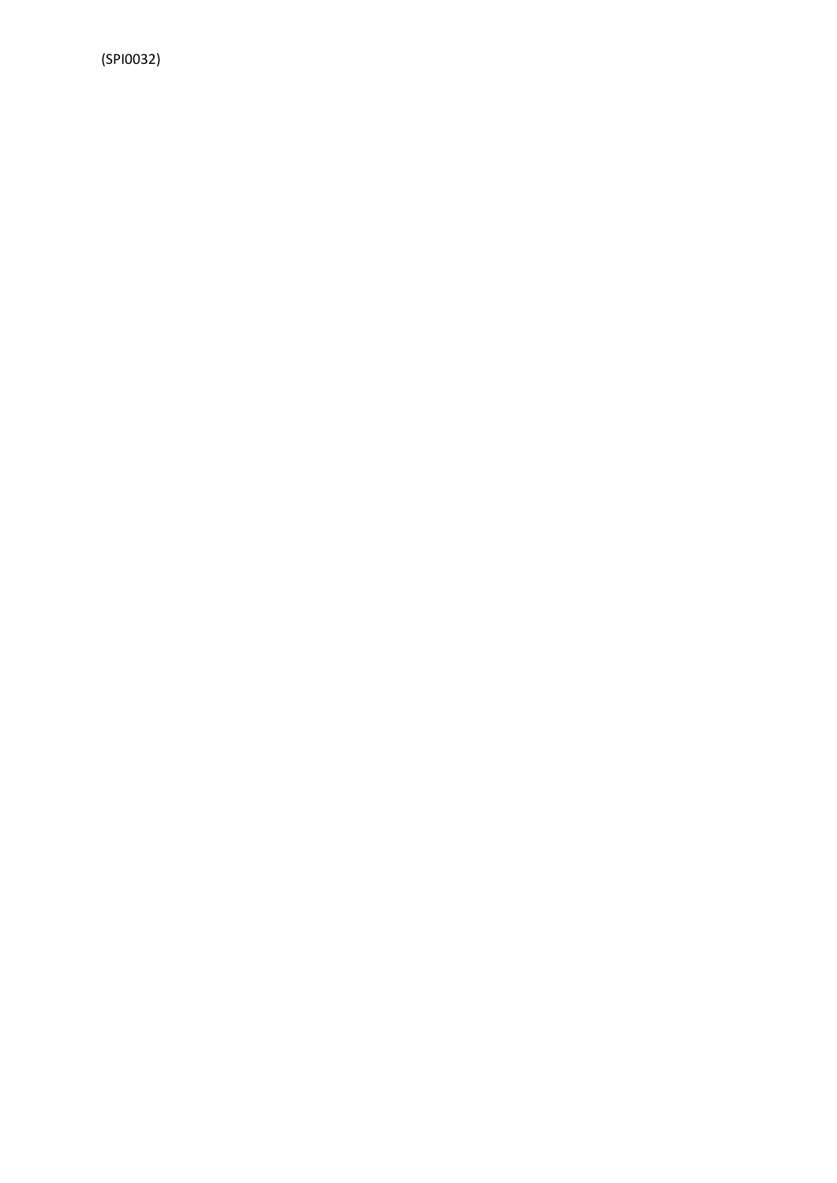(SPI0032)